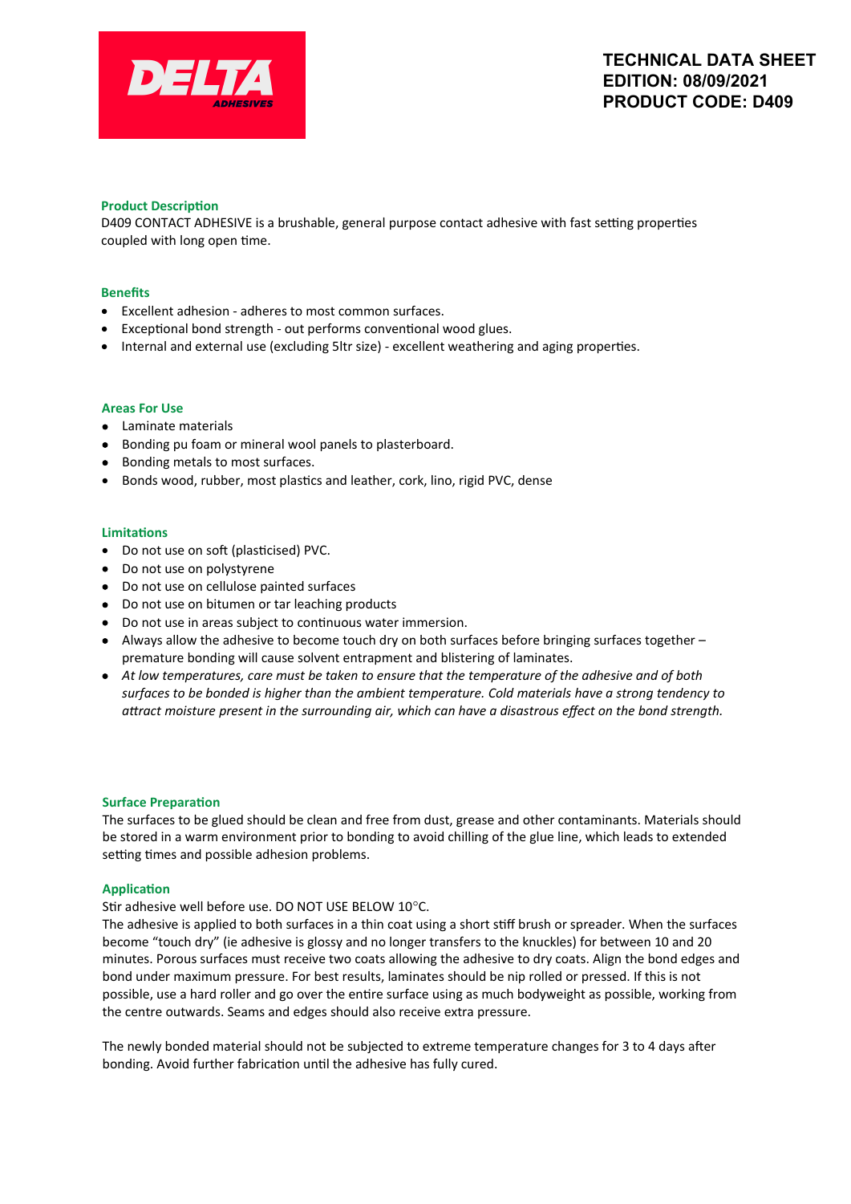**TECHNICAL DATA SHEET**
**EDITION: 08/09/2021**
**PRODUCT CODE: D409**

### Product Description

D409 CONTACT ADHESIVE is a brushable, general purpose contact adhesive with fast setting properties coupled with long open time.

### Benefits

- Excellent adhesion - adheres to most common surfaces.
- Exceptional bond strength - out performs conventional wood glues.
- Internal and external use (excluding 5ltr size) - excellent weathering and aging properties.

### Areas For Use

- Laminate materials
- Bonding pu foam or mineral wool panels to plasterboard.
- Bonding metals to most surfaces.
- Bonds wood, rubber, most plastics and leather, cork, lino, rigid PVC, dense

### Limitations

- Do not use on soft (plasticised) PVC.
- Do not use on polystyrene
- Do not use on cellulose painted surfaces
- Do not use on bitumen or tar leaching products
- Do not use in areas subject to continuous water immersion.
- Always allow the adhesive to become touch dry on both surfaces before bringing surfaces together – premature bonding will cause solvent entrapment and blistering of laminates.
- *At low temperatures, care must be taken to ensure that the temperature of the adhesive and of both surfaces to be bonded is higher than the ambient temperature. Cold materials have a strong tendency to attract moisture present in the surrounding air, which can have a disastrous effect on the bond strength.*

### Surface Preparation

The surfaces to be glued should be clean and free from dust, grease and other contaminants. Materials should be stored in a warm environment prior to bonding to avoid chilling of the glue line, which leads to extended setting times and possible adhesion problems.

### Application

Stir adhesive well before use. DO NOT USE BELOW 10°C.
The adhesive is applied to both surfaces in a thin coat using a short stiff brush or spreader. When the surfaces become "touch dry" (ie adhesive is glossy and no longer transfers to the knuckles) for between 10 and 20 minutes. Porous surfaces must receive two coats allowing the adhesive to dry coats. Align the bond edges and bond under maximum pressure. For best results, laminates should be nip rolled or pressed. If this is not possible, use a hard roller and go over the entire surface using as much bodyweight as possible, working from the centre outwards. Seams and edges should also receive extra pressure.

The newly bonded material should not be subjected to extreme temperature changes for 3 to 4 days after bonding. Avoid further fabrication until the adhesive has fully cured.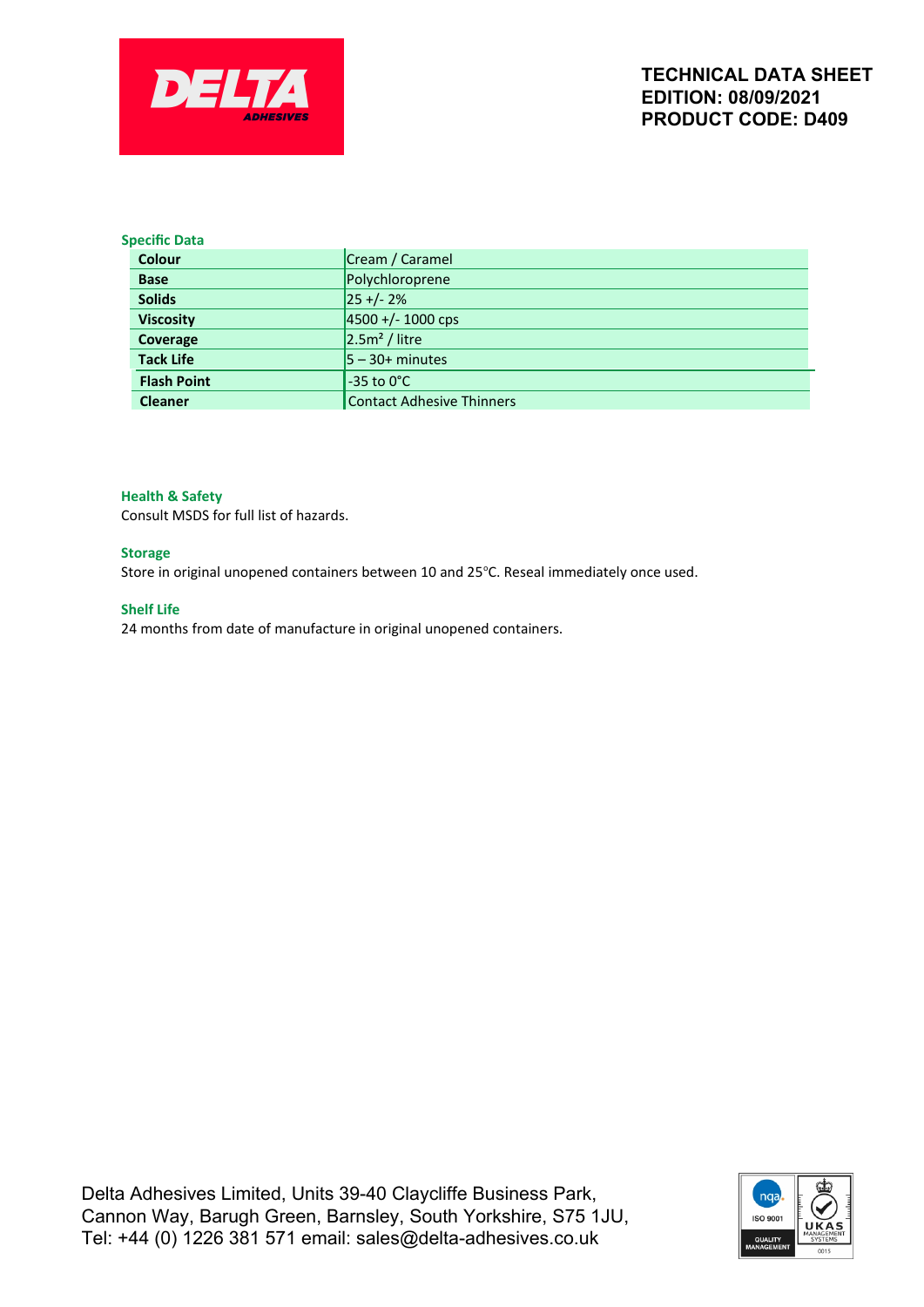TECHNICAL DATA SHEET
EDITION: 08/09/2021
PRODUCT CODE: D409

## Specific Data

| | |
|---|---|
| **Colour** | Cream / Caramel |
| **Base** | Polychloroprene |
| **Solids** | 25 +/- 2% |
| **Viscosity** | 4500 +/- 1000 cps |
| **Coverage** | 2.5m² / litre |
| **Tack Life** | 5 – 30+ minutes |
| **Flash Point** | -35 to 0°C |
| **Cleaner** | Contact Adhesive Thinners |

## Health & Safety

Consult MSDS for full list of hazards.

## Storage

Store in original unopened containers between 10 and 25°C. Reseal immediately once used.

## Shelf Life

24 months from date of manufacture in original unopened containers.

Delta Adhesives Limited, Units 39-40 Claycliffe Business Park,
Cannon Way, Barugh Green, Barnsley, South Yorkshire, S75 1JU,
Tel: +44 (0) 1226 381 571 email: sales@delta-adhesives.co.uk